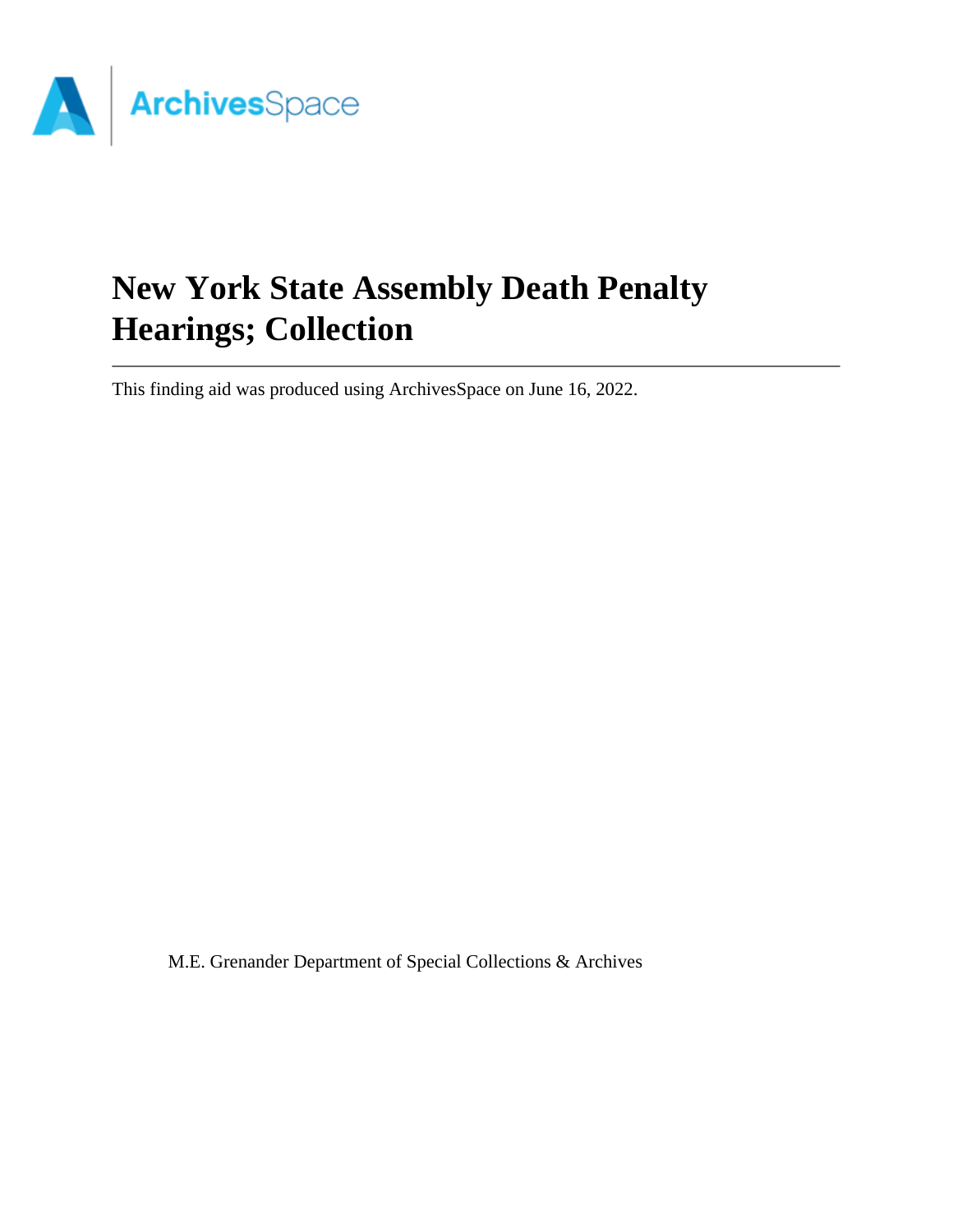# New York State Assembly Death Penalty Hearings; Collection

This finding aid was produced using ArchivesSpace on June 16, 2022.

M.E. Grenander Department of Special Collections & Archives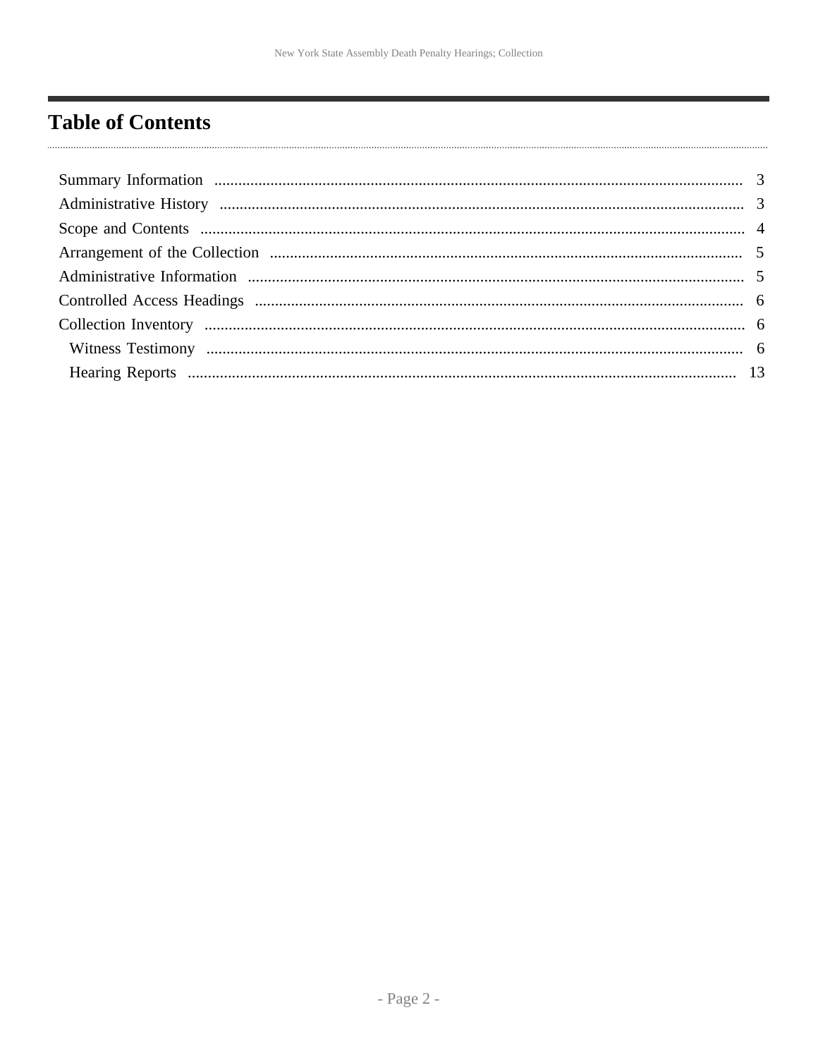# Table of Contents

| | |
|---|---|
| Summary Information | 3 |
| Administrative History | 3 |
| Scope and Contents | 4 |
| Arrangement of the Collection | 5 |
| Administrative Information | 5 |
| Controlled Access Headings | 6 |
| Collection Inventory | 6 |
| Witness Testimony | 6 |
| Hearing Reports | 13 |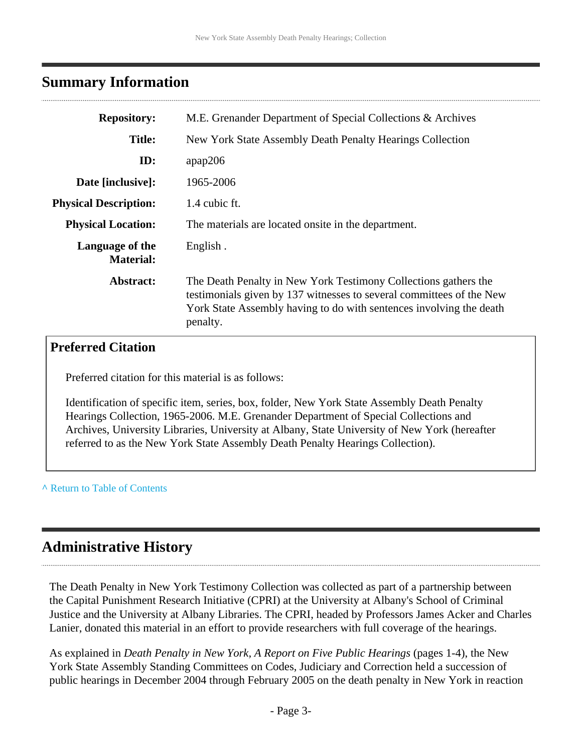## Summary Information

| | |
|---|---|
| **Repository:** | M.E. Grenander Department of Special Collections & Archives |
| **Title:** | New York State Assembly Death Penalty Hearings Collection |
| **ID:** | apap206 |
| **Date [inclusive]:** | 1965-2006 |
| **Physical Description:** | 1.4 cubic ft. |
| **Physical Location:** | The materials are located onsite in the department. |
| **Language of the Material:** | English . |
| **Abstract:** | The Death Penalty in New York Testimony Collections gathers the testimonials given by 137 witnesses to several committees of the New York State Assembly having to do with sentences involving the death penalty. |

### Preferred Citation

Preferred citation for this material is as follows:

Identification of specific item, series, box, folder, New York State Assembly Death Penalty Hearings Collection, 1965-2006. M.E. Grenander Department of Special Collections and Archives, University Libraries, University at Albany, State University of New York (hereafter referred to as the New York State Assembly Death Penalty Hearings Collection).

^ Return to Table of Contents

## Administrative History

The Death Penalty in New York Testimony Collection was collected as part of a partnership between the Capital Punishment Research Initiative (CPRI) at the University at Albany's School of Criminal Justice and the University at Albany Libraries. The CPRI, headed by Professors James Acker and Charles Lanier, donated this material in an effort to provide researchers with full coverage of the hearings.

As explained in *Death Penalty in New York, A Report on Five Public Hearings* (pages 1-4), the New York State Assembly Standing Committees on Codes, Judiciary and Correction held a succession of public hearings in December 2004 through February 2005 on the death penalty in New York in reaction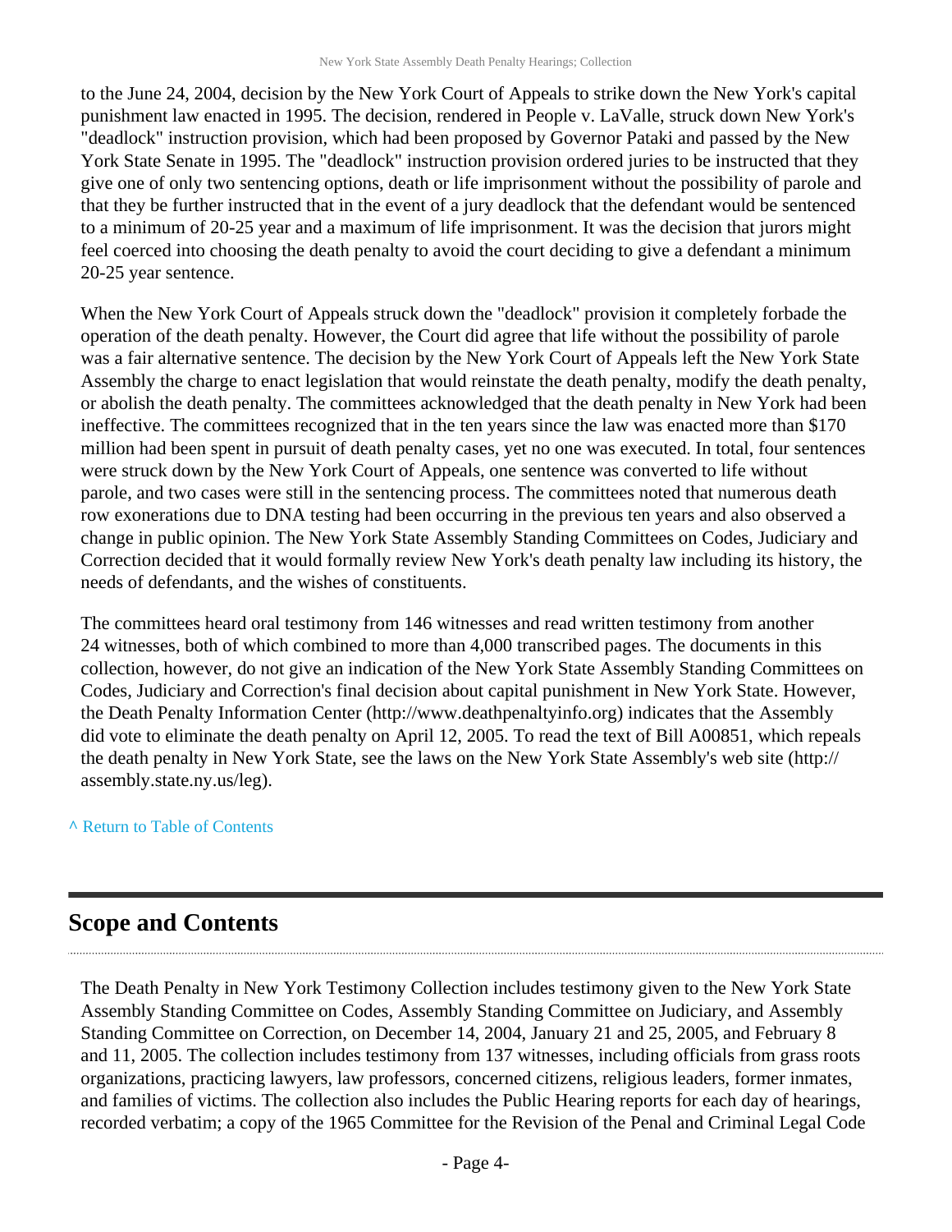to the June 24, 2004, decision by the New York Court of Appeals to strike down the New York's capital punishment law enacted in 1995. The decision, rendered in People v. LaValle, struck down New York's "deadlock" instruction provision, which had been proposed by Governor Pataki and passed by the New York State Senate in 1995. The "deadlock" instruction provision ordered juries to be instructed that they give one of only two sentencing options, death or life imprisonment without the possibility of parole and that they be further instructed that in the event of a jury deadlock that the defendant would be sentenced to a minimum of 20-25 year and a maximum of life imprisonment. It was the decision that jurors might feel coerced into choosing the death penalty to avoid the court deciding to give a defendant a minimum 20-25 year sentence.

When the New York Court of Appeals struck down the "deadlock" provision it completely forbade the operation of the death penalty. However, the Court did agree that life without the possibility of parole was a fair alternative sentence. The decision by the New York Court of Appeals left the New York State Assembly the charge to enact legislation that would reinstate the death penalty, modify the death penalty, or abolish the death penalty. The committees acknowledged that the death penalty in New York had been ineffective. The committees recognized that in the ten years since the law was enacted more than $170 million had been spent in pursuit of death penalty cases, yet no one was executed. In total, four sentences were struck down by the New York Court of Appeals, one sentence was converted to life without parole, and two cases were still in the sentencing process. The committees noted that numerous death row exonerations due to DNA testing had been occurring in the previous ten years and also observed a change in public opinion. The New York State Assembly Standing Committees on Codes, Judiciary and Correction decided that it would formally review New York's death penalty law including its history, the needs of defendants, and the wishes of constituents.

The committees heard oral testimony from 146 witnesses and read written testimony from another 24 witnesses, both of which combined to more than 4,000 transcribed pages. The documents in this collection, however, do not give an indication of the New York State Assembly Standing Committees on Codes, Judiciary and Correction's final decision about capital punishment in New York State. However, the Death Penalty Information Center (http://www.deathpenaltyinfo.org) indicates that the Assembly did vote to eliminate the death penalty on April 12, 2005. To read the text of Bill A00851, which repeals the death penalty in New York State, see the laws on the New York State Assembly's web site (http://assembly.state.ny.us/leg).

^ Return to Table of Contents

## Scope and Contents

The Death Penalty in New York Testimony Collection includes testimony given to the New York State Assembly Standing Committee on Codes, Assembly Standing Committee on Judiciary, and Assembly Standing Committee on Correction, on December 14, 2004, January 21 and 25, 2005, and February 8 and 11, 2005. The collection includes testimony from 137 witnesses, including officials from grass roots organizations, practicing lawyers, law professors, concerned citizens, religious leaders, former inmates, and families of victims. The collection also includes the Public Hearing reports for each day of hearings, recorded verbatim; a copy of the 1965 Committee for the Revision of the Penal and Criminal Legal Code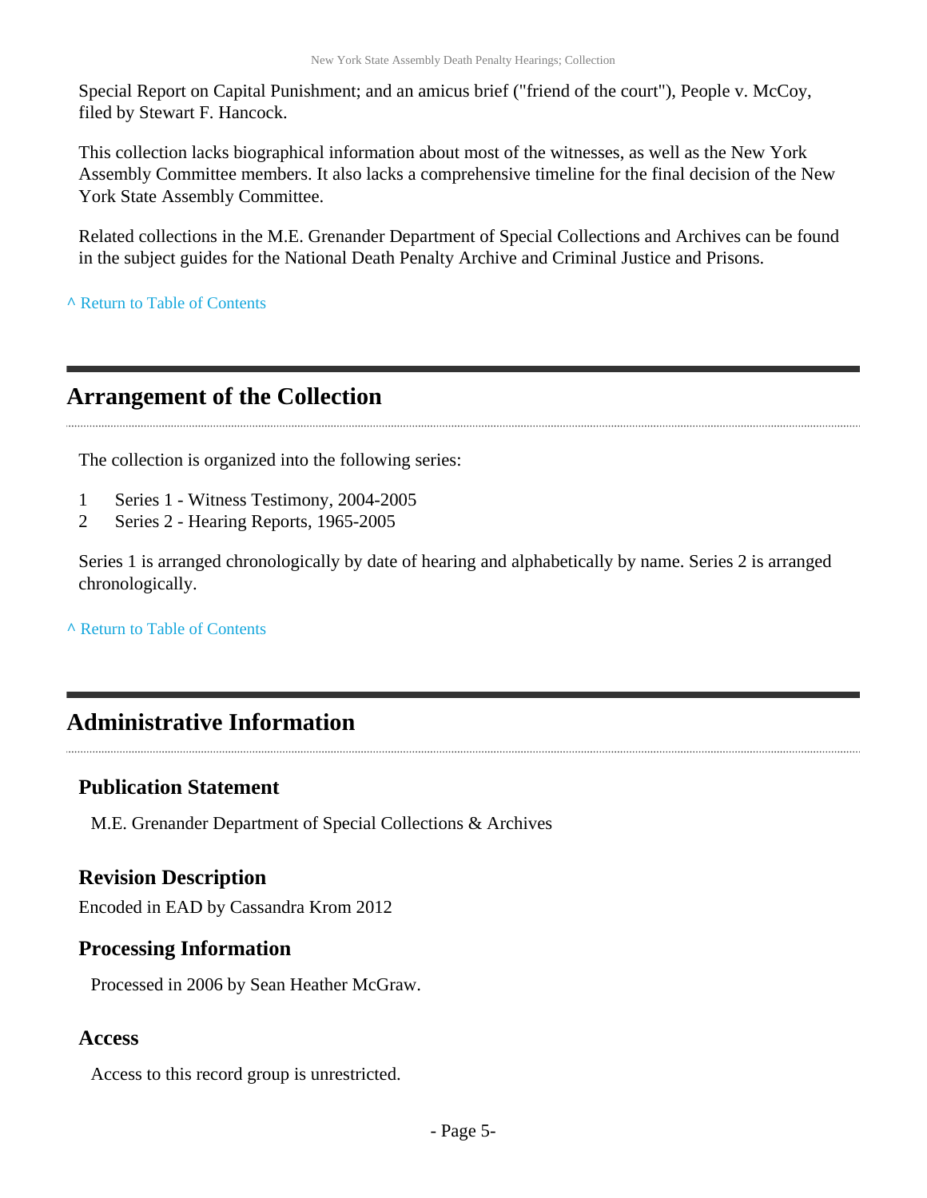Special Report on Capital Punishment; and an amicus brief ("friend of the court"), People v. McCoy, filed by Stewart F. Hancock.

This collection lacks biographical information about most of the witnesses, as well as the New York Assembly Committee members. It also lacks a comprehensive timeline for the final decision of the New York State Assembly Committee.

Related collections in the M.E. Grenander Department of Special Collections and Archives can be found in the subject guides for the National Death Penalty Archive and Criminal Justice and Prisons.

^ Return to Table of Contents

## Arrangement of the Collection

The collection is organized into the following series:

1 Series 1 - Witness Testimony, 2004-2005
2 Series 2 - Hearing Reports, 1965-2005

Series 1 is arranged chronologically by date of hearing and alphabetically by name. Series 2 is arranged chronologically.

^ Return to Table of Contents

## Administrative Information

### Publication Statement

M.E. Grenander Department of Special Collections & Archives

### Revision Description

Encoded in EAD by Cassandra Krom 2012

### Processing Information

Processed in 2006 by Sean Heather McGraw.

### Access

Access to this record group is unrestricted.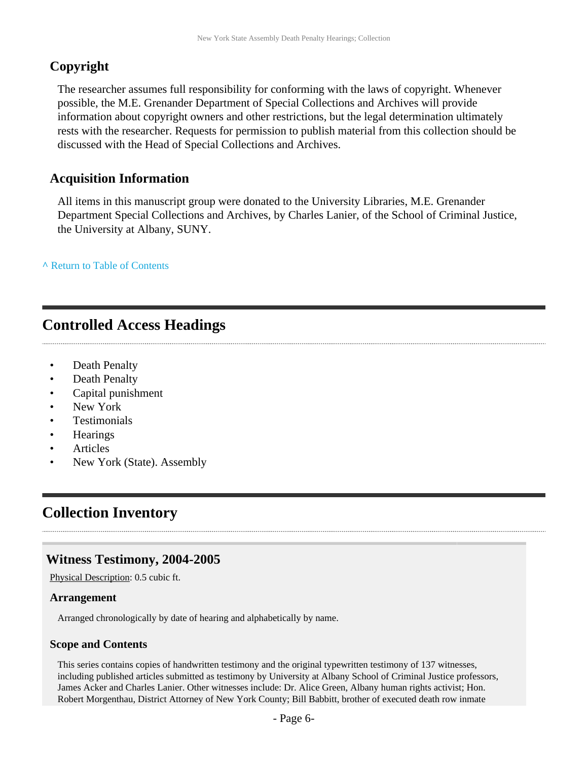### Copyright

The researcher assumes full responsibility for conforming with the laws of copyright. Whenever possible, the M.E. Grenander Department of Special Collections and Archives will provide information about copyright owners and other restrictions, but the legal determination ultimately rests with the researcher. Requests for permission to publish material from this collection should be discussed with the Head of Special Collections and Archives.

### Acquisition Information

All items in this manuscript group were donated to the University Libraries, M.E. Grenander Department Special Collections and Archives, by Charles Lanier, of the School of Criminal Justice, the University at Albany, SUNY.

^ Return to Table of Contents

## Controlled Access Headings

- Death Penalty
- Death Penalty
- Capital punishment
- New York
- Testimonials
- Hearings
- Articles
- New York (State). Assembly

## Collection Inventory

### Witness Testimony, 2004-2005

Physical Description: 0.5 cubic ft.

#### Arrangement

Arranged chronologically by date of hearing and alphabetically by name.

#### Scope and Contents

This series contains copies of handwritten testimony and the original typewritten testimony of 137 witnesses, including published articles submitted as testimony by University at Albany School of Criminal Justice professors, James Acker and Charles Lanier. Other witnesses include: Dr. Alice Green, Albany human rights activist; Hon. Robert Morgenthau, District Attorney of New York County; Bill Babbitt, brother of executed death row inmate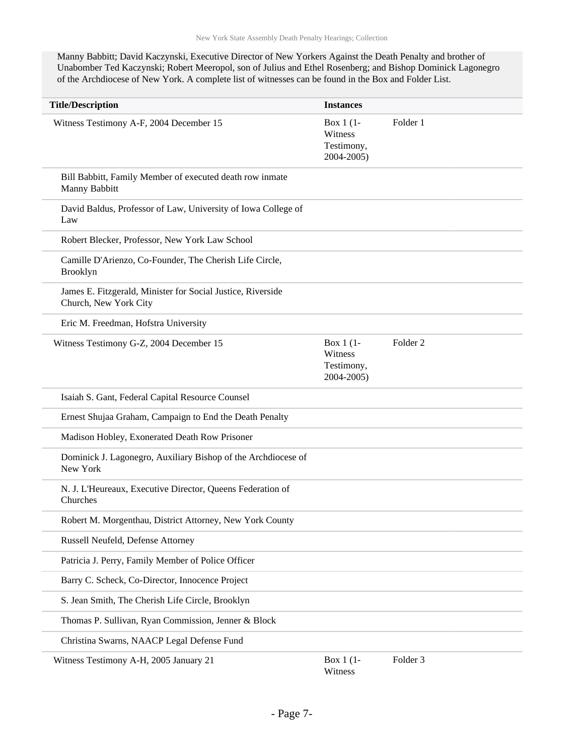Manny Babbitt; David Kaczynski, Executive Director of New Yorkers Against the Death Penalty and brother of Unabomber Ted Kaczynski; Robert Meeropol, son of Julius and Ethel Rosenberg; and Bishop Dominick Lagonegro of the Archdiocese of New York. A complete list of witnesses can be found in the Box and Folder List.

| Title/Description | Instances | |
|---|---|---|
| Witness Testimony A-F, 2004 December 15 | Box 1 (1-Witness Testimony, 2004-2005) | Folder 1 |
| Bill Babbitt, Family Member of executed death row inmate Manny Babbitt | | |
| David Baldus, Professor of Law, University of Iowa College of Law | | |
| Robert Blecker, Professor, New York Law School | | |
| Camille D'Arienzo, Co-Founder, The Cherish Life Circle, Brooklyn | | |
| James E. Fitzgerald, Minister for Social Justice, Riverside Church, New York City | | |
| Eric M. Freedman, Hofstra University | | |
| Witness Testimony G-Z, 2004 December 15 | Box 1 (1-Witness Testimony, 2004-2005) | Folder 2 |
| Isaiah S. Gant, Federal Capital Resource Counsel | | |
| Ernest Shujaa Graham, Campaign to End the Death Penalty | | |
| Madison Hobley, Exonerated Death Row Prisoner | | |
| Dominick J. Lagonegro, Auxiliary Bishop of the Archdiocese of New York | | |
| N. J. L'Heureaux, Executive Director, Queens Federation of Churches | | |
| Robert M. Morgenthau, District Attorney, New York County | | |
| Russell Neufeld, Defense Attorney | | |
| Patricia J. Perry, Family Member of Police Officer | | |
| Barry C. Scheck, Co-Director, Innocence Project | | |
| S. Jean Smith, The Cherish Life Circle, Brooklyn | | |
| Thomas P. Sullivan, Ryan Commission, Jenner & Block | | |
| Christina Swarns, NAACP Legal Defense Fund | | |
| Witness Testimony A-H, 2005 January 21 | Box 1 (1-Witness | Folder 3 |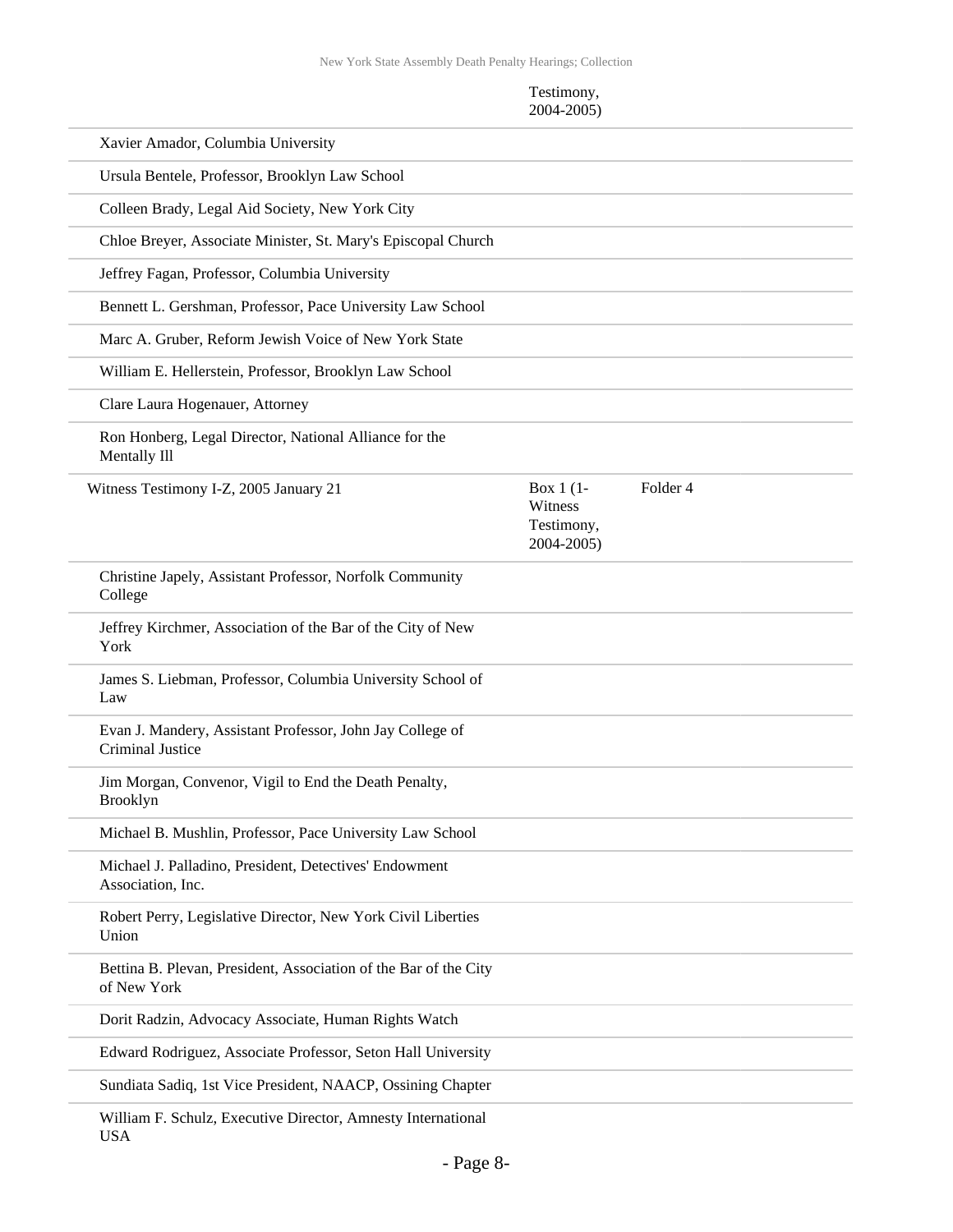| | | |
|---|---|---|
| | Testimony, 2004-2005) | |
| Xavier Amador, Columbia University | | |
| Ursula Bentele, Professor, Brooklyn Law School | | |
| Colleen Brady, Legal Aid Society, New York City | | |
| Chloe Breyer, Associate Minister, St. Mary's Episcopal Church | | |
| Jeffrey Fagan, Professor, Columbia University | | |
| Bennett L. Gershman, Professor, Pace University Law School | | |
| Marc A. Gruber, Reform Jewish Voice of New York State | | |
| William E. Hellerstein, Professor, Brooklyn Law School | | |
| Clare Laura Hogenauer, Attorney | | |
| Ron Honberg, Legal Director, National Alliance for the Mentally Ill | | |
| Witness Testimony I-Z, 2005 January 21 | Box 1 (1-Witness Testimony, 2004-2005) | Folder 4 |
| Christine Japely, Assistant Professor, Norfolk Community College | | |
| Jeffrey Kirchmer, Association of the Bar of the City of New York | | |
| James S. Liebman, Professor, Columbia University School of Law | | |
| Evan J. Mandery, Assistant Professor, John Jay College of Criminal Justice | | |
| Jim Morgan, Convenor, Vigil to End the Death Penalty, Brooklyn | | |
| Michael B. Mushlin, Professor, Pace University Law School | | |
| Michael J. Palladino, President, Detectives' Endowment Association, Inc. | | |
| Robert Perry, Legislative Director, New York Civil Liberties Union | | |
| Bettina B. Plevan, President, Association of the Bar of the City of New York | | |
| Dorit Radzin, Advocacy Associate, Human Rights Watch | | |
| Edward Rodriguez, Associate Professor, Seton Hall University | | |
| Sundiata Sadiq, 1st Vice President, NAACP, Ossining Chapter | | |
| William F. Schulz, Executive Director, Amnesty International USA | | |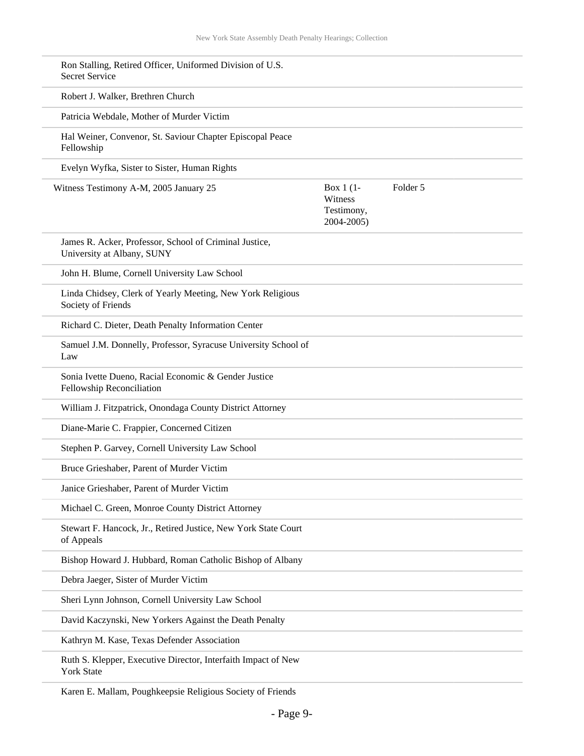| | | |
|---|---|---|
| Ron Stalling, Retired Officer, Uniformed Division of U.S. Secret Service | | |
| Robert J. Walker, Brethren Church | | |
| Patricia Webdale, Mother of Murder Victim | | |
| Hal Weiner, Convenor, St. Saviour Chapter Episcopal Peace Fellowship | | |
| Evelyn Wyfka, Sister to Sister, Human Rights | | |
| Witness Testimony A-M, 2005 January 25 | Box 1 (1-Witness Testimony, 2004-2005) | Folder 5 |
| James R. Acker, Professor, School of Criminal Justice, University at Albany, SUNY | | |
| John H. Blume, Cornell University Law School | | |
| Linda Chidsey, Clerk of Yearly Meeting, New York Religious Society of Friends | | |
| Richard C. Dieter, Death Penalty Information Center | | |
| Samuel J.M. Donnelly, Professor, Syracuse University School of Law | | |
| Sonia Ivette Dueno, Racial Economic & Gender Justice Fellowship Reconciliation | | |
| William J. Fitzpatrick, Onondaga County District Attorney | | |
| Diane-Marie C. Frappier, Concerned Citizen | | |
| Stephen P. Garvey, Cornell University Law School | | |
| Bruce Grieshaber, Parent of Murder Victim | | |
| Janice Grieshaber, Parent of Murder Victim | | |
| Michael C. Green, Monroe County District Attorney | | |
| Stewart F. Hancock, Jr., Retired Justice, New York State Court of Appeals | | |
| Bishop Howard J. Hubbard, Roman Catholic Bishop of Albany | | |
| Debra Jaeger, Sister of Murder Victim | | |
| Sheri Lynn Johnson, Cornell University Law School | | |
| David Kaczynski, New Yorkers Against the Death Penalty | | |
| Kathryn M. Kase, Texas Defender Association | | |
| Ruth S. Klepper, Executive Director, Interfaith Impact of New York State | | |
| Karen E. Mallam, Poughkeepsie Religious Society of Friends | | |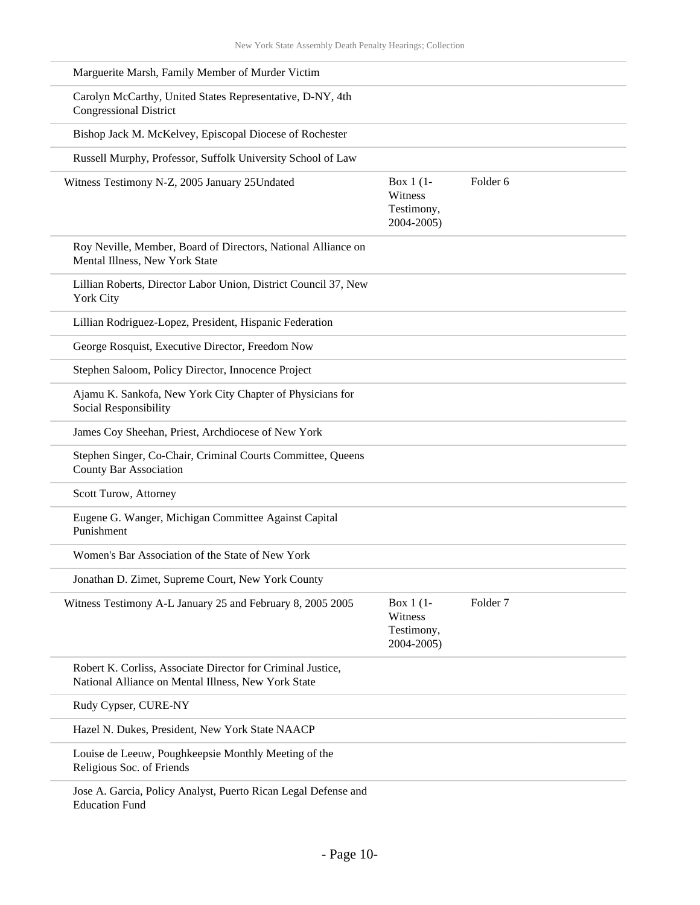| | | |
|---|---|---|
| Marguerite Marsh, Family Member of Murder Victim | | |
| Carolyn McCarthy, United States Representative, D-NY, 4th Congressional District | | |
| Bishop Jack M. McKelvey, Episcopal Diocese of Rochester | | |
| Russell Murphy, Professor, Suffolk University School of Law | | |
| Witness Testimony N-Z, 2005 January 25Undated | Box 1 (1-Witness Testimony, 2004-2005) | Folder 6 |
| Roy Neville, Member, Board of Directors, National Alliance on Mental Illness, New York State | | |
| Lillian Roberts, Director Labor Union, District Council 37, New York City | | |
| Lillian Rodriguez-Lopez, President, Hispanic Federation | | |
| George Rosquist, Executive Director, Freedom Now | | |
| Stephen Saloom, Policy Director, Innocence Project | | |
| Ajamu K. Sankofa, New York City Chapter of Physicians for Social Responsibility | | |
| James Coy Sheehan, Priest, Archdiocese of New York | | |
| Stephen Singer, Co-Chair, Criminal Courts Committee, Queens County Bar Association | | |
| Scott Turow, Attorney | | |
| Eugene G. Wanger, Michigan Committee Against Capital Punishment | | |
| Women's Bar Association of the State of New York | | |
| Jonathan D. Zimet, Supreme Court, New York County | | |
| Witness Testimony A-L January 25 and February 8, 2005 2005 | Box 1 (1-Witness Testimony, 2004-2005) | Folder 7 |
| Robert K. Corliss, Associate Director for Criminal Justice, National Alliance on Mental Illness, New York State | | |
| Rudy Cypser, CURE-NY | | |
| Hazel N. Dukes, President, New York State NAACP | | |
| Louise de Leeuw, Poughkeepsie Monthly Meeting of the Religious Soc. of Friends | | |
| Jose A. Garcia, Policy Analyst, Puerto Rican Legal Defense and Education Fund | | |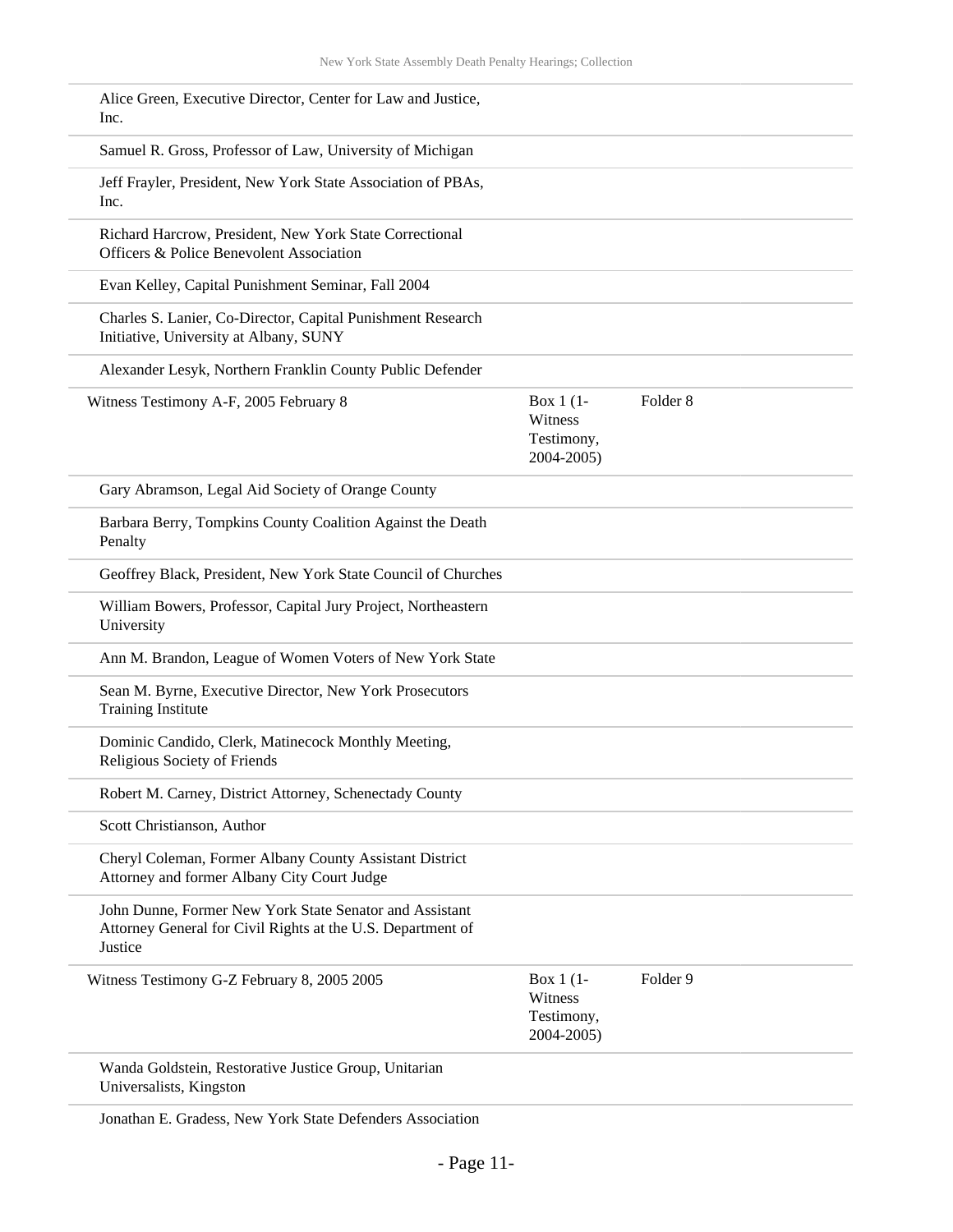| | | |
|---|---|---|
| Alice Green, Executive Director, Center for Law and Justice, Inc. | | |
| Samuel R. Gross, Professor of Law, University of Michigan | | |
| Jeff Frayler, President, New York State Association of PBAs, Inc. | | |
| Richard Harcrow, President, New York State Correctional Officers & Police Benevolent Association | | |
| Evan Kelley, Capital Punishment Seminar, Fall 2004 | | |
| Charles S. Lanier, Co-Director, Capital Punishment Research Initiative, University at Albany, SUNY | | |
| Alexander Lesyk, Northern Franklin County Public Defender | | |
| Witness Testimony A-F, 2005 February 8 | Box 1 (1-Witness Testimony, 2004-2005) | Folder 8 |
| Gary Abramson, Legal Aid Society of Orange County | | |
| Barbara Berry, Tompkins County Coalition Against the Death Penalty | | |
| Geoffrey Black, President, New York State Council of Churches | | |
| William Bowers, Professor, Capital Jury Project, Northeastern University | | |
| Ann M. Brandon, League of Women Voters of New York State | | |
| Sean M. Byrne, Executive Director, New York Prosecutors Training Institute | | |
| Dominic Candido, Clerk, Matinecock Monthly Meeting, Religious Society of Friends | | |
| Robert M. Carney, District Attorney, Schenectady County | | |
| Scott Christianson, Author | | |
| Cheryl Coleman, Former Albany County Assistant District Attorney and former Albany City Court Judge | | |
| John Dunne, Former New York State Senator and Assistant Attorney General for Civil Rights at the U.S. Department of Justice | | |
| Witness Testimony G-Z February 8, 2005 2005 | Box 1 (1-Witness Testimony, 2004-2005) | Folder 9 |
| Wanda Goldstein, Restorative Justice Group, Unitarian Universalists, Kingston | | |
| Jonathan E. Gradess, New York State Defenders Association | | |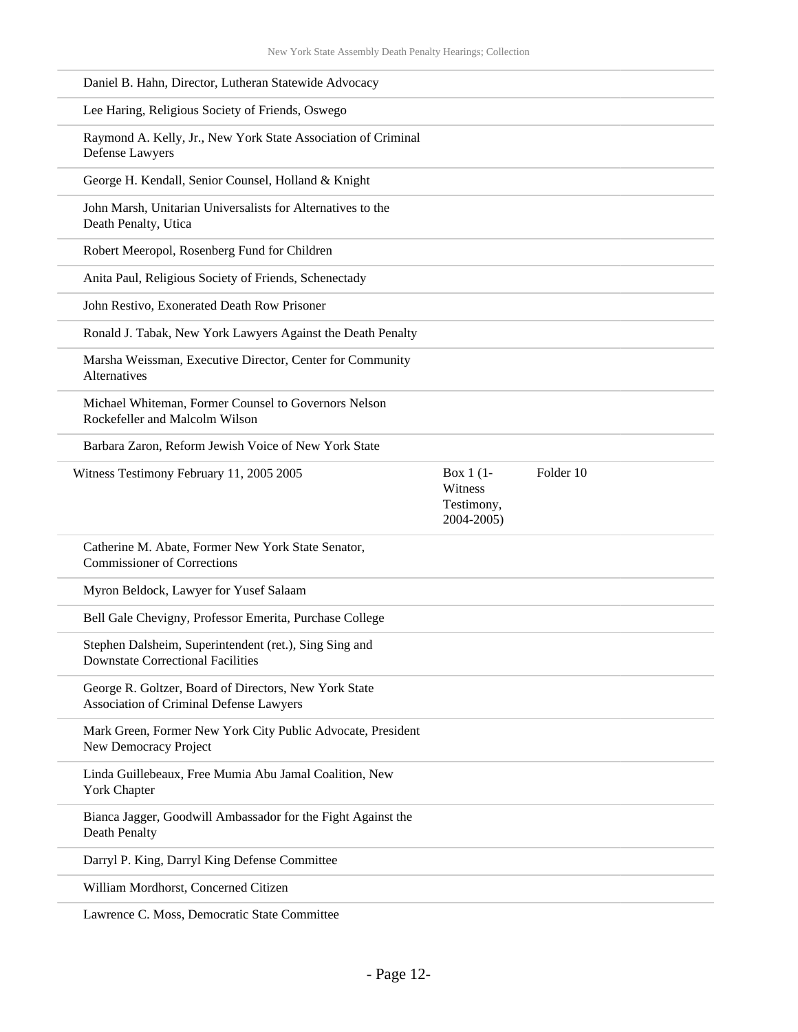| | | |
|---|---|---|
| Daniel B. Hahn, Director, Lutheran Statewide Advocacy | | |
| Lee Haring, Religious Society of Friends, Oswego | | |
| Raymond A. Kelly, Jr., New York State Association of Criminal Defense Lawyers | | |
| George H. Kendall, Senior Counsel, Holland & Knight | | |
| John Marsh, Unitarian Universalists for Alternatives to the Death Penalty, Utica | | |
| Robert Meeropol, Rosenberg Fund for Children | | |
| Anita Paul, Religious Society of Friends, Schenectady | | |
| John Restivo, Exonerated Death Row Prisoner | | |
| Ronald J. Tabak, New York Lawyers Against the Death Penalty | | |
| Marsha Weissman, Executive Director, Center for Community Alternatives | | |
| Michael Whiteman, Former Counsel to Governors Nelson Rockefeller and Malcolm Wilson | | |
| Barbara Zaron, Reform Jewish Voice of New York State | | |
| Witness Testimony February 11, 2005 2005 | Box 1 (1-Witness Testimony, 2004-2005) | Folder 10 |
| Catherine M. Abate, Former New York State Senator, Commissioner of Corrections | | |
| Myron Beldock, Lawyer for Yusef Salaam | | |
| Bell Gale Chevigny, Professor Emerita, Purchase College | | |
| Stephen Dalsheim, Superintendent (ret.), Sing Sing and Downstate Correctional Facilities | | |
| George R. Goltzer, Board of Directors, New York State Association of Criminal Defense Lawyers | | |
| Mark Green, Former New York City Public Advocate, President New Democracy Project | | |
| Linda Guillebeaux, Free Mumia Abu Jamal Coalition, New York Chapter | | |
| Bianca Jagger, Goodwill Ambassador for the Fight Against the Death Penalty | | |
| Darryl P. King, Darryl King Defense Committee | | |
| William Mordhorst, Concerned Citizen | | |
| Lawrence C. Moss, Democratic State Committee | | |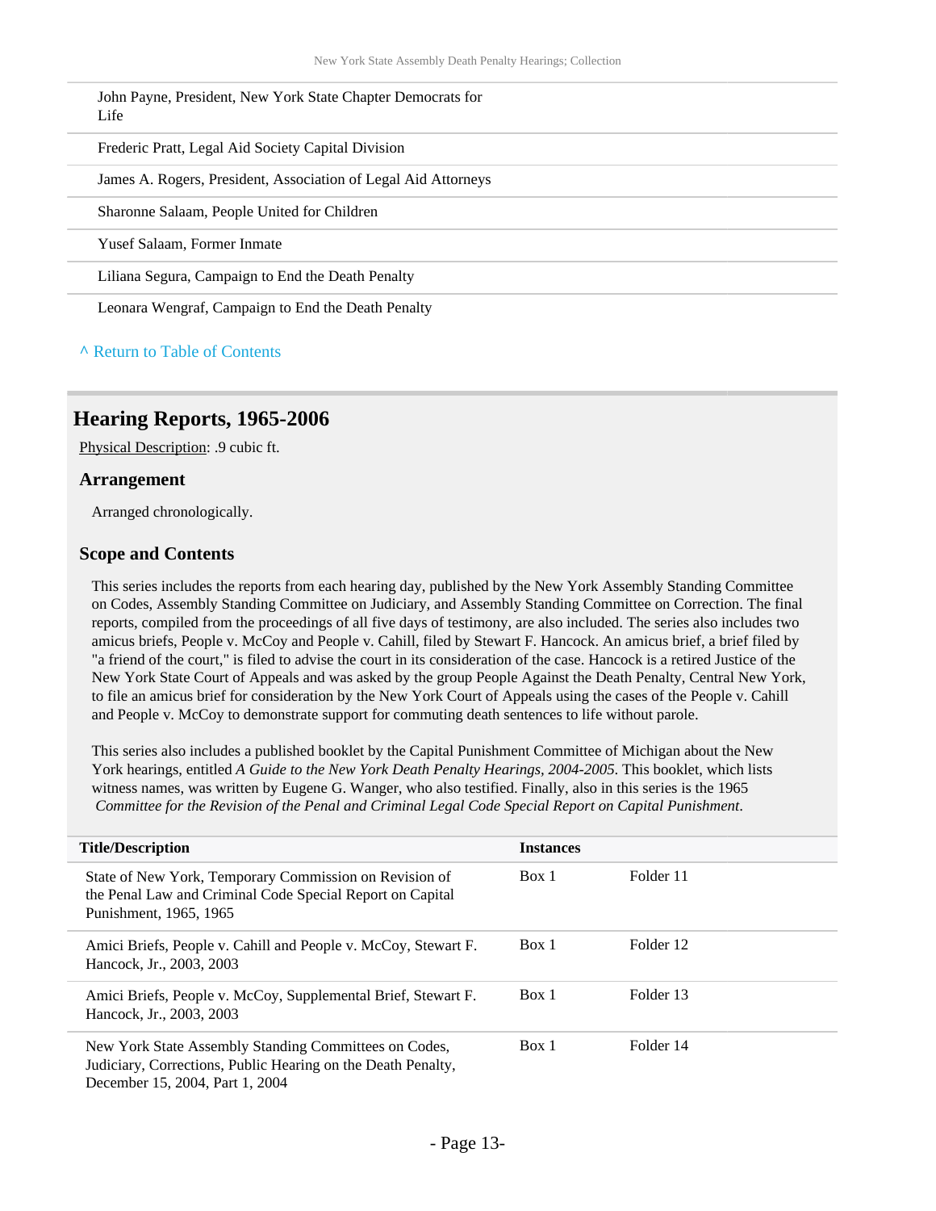John Payne, President, New York State Chapter Democrats for Life

Frederic Pratt, Legal Aid Society Capital Division

James A. Rogers, President, Association of Legal Aid Attorneys

Sharonne Salaam, People United for Children

Yusef Salaam, Former Inmate

Liliana Segura, Campaign to End the Death Penalty

Leonara Wengraf, Campaign to End the Death Penalty

^ Return to Table of Contents

## Hearing Reports, 1965-2006

Physical Description: .9 cubic ft.

### Arrangement

Arranged chronologically.

### Scope and Contents

This series includes the reports from each hearing day, published by the New York Assembly Standing Committee on Codes, Assembly Standing Committee on Judiciary, and Assembly Standing Committee on Correction. The final reports, compiled from the proceedings of all five days of testimony, are also included. The series also includes two amicus briefs, People v. McCoy and People v. Cahill, filed by Stewart F. Hancock. An amicus brief, a brief filed by "a friend of the court," is filed to advise the court in its consideration of the case. Hancock is a retired Justice of the New York State Court of Appeals and was asked by the group People Against the Death Penalty, Central New York, to file an amicus brief for consideration by the New York Court of Appeals using the cases of the People v. Cahill and People v. McCoy to demonstrate support for commuting death sentences to life without parole.

This series also includes a published booklet by the Capital Punishment Committee of Michigan about the New York hearings, entitled *A Guide to the New York Death Penalty Hearings, 2004-2005*. This booklet, which lists witness names, was written by Eugene G. Wanger, who also testified. Finally, also in this series is the 1965 *Committee for the Revision of the Penal and Criminal Legal Code Special Report on Capital Punishment*.

| Title/Description | Instances | |
|---|---|---|
| State of New York, Temporary Commission on Revision of the Penal Law and Criminal Code Special Report on Capital Punishment, 1965, 1965 | Box 1 | Folder 11 |
| Amici Briefs, People v. Cahill and People v. McCoy, Stewart F. Hancock, Jr., 2003, 2003 | Box 1 | Folder 12 |
| Amici Briefs, People v. McCoy, Supplemental Brief, Stewart F. Hancock, Jr., 2003, 2003 | Box 1 | Folder 13 |
| New York State Assembly Standing Committees on Codes, Judiciary, Corrections, Public Hearing on the Death Penalty, December 15, 2004, Part 1, 2004 | Box 1 | Folder 14 |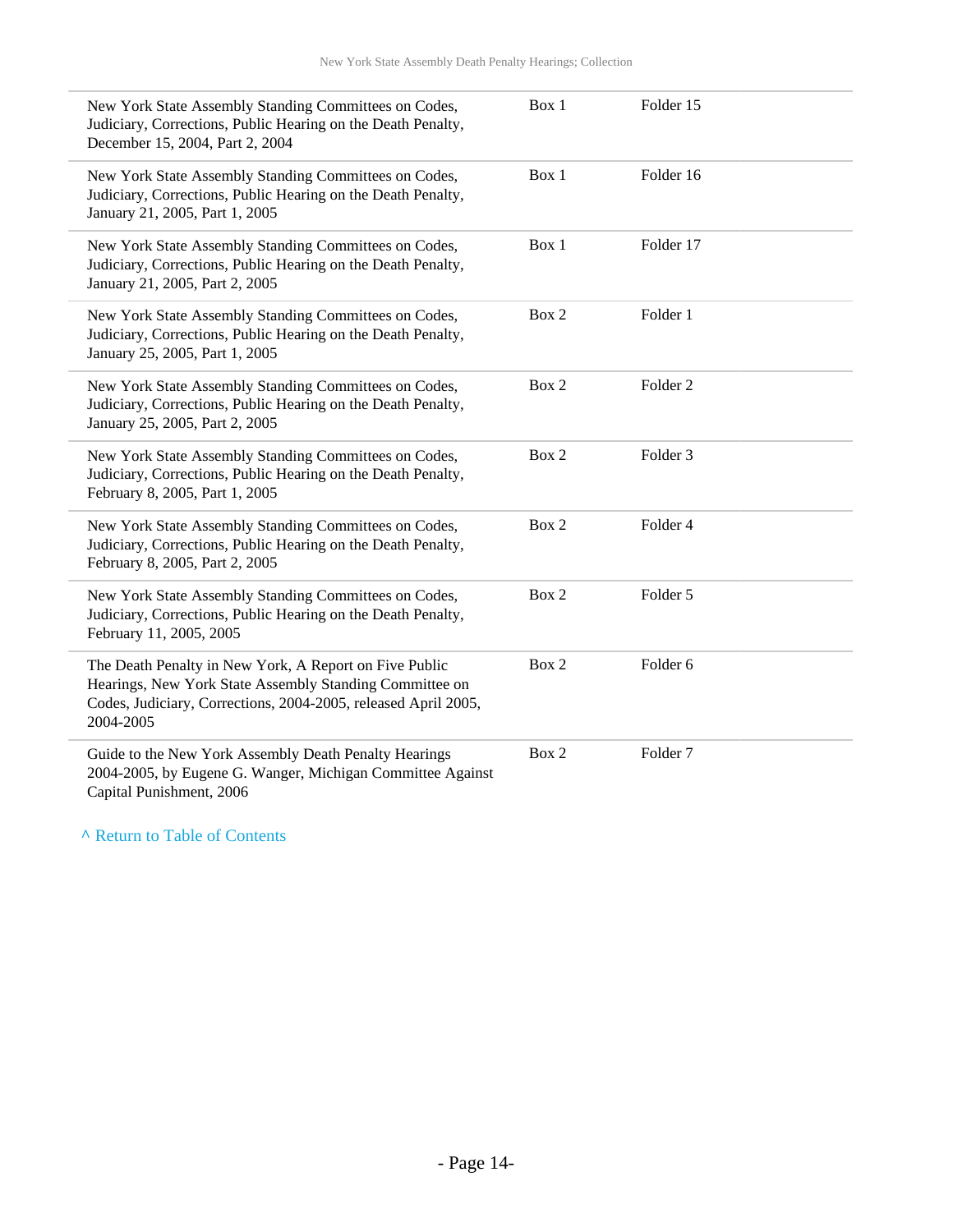| | | |
|---|---|---|
| New York State Assembly Standing Committees on Codes, Judiciary, Corrections, Public Hearing on the Death Penalty, December 15, 2004, Part 2, 2004 | Box 1 | Folder 15 |
| New York State Assembly Standing Committees on Codes, Judiciary, Corrections, Public Hearing on the Death Penalty, January 21, 2005, Part 1, 2005 | Box 1 | Folder 16 |
| New York State Assembly Standing Committees on Codes, Judiciary, Corrections, Public Hearing on the Death Penalty, January 21, 2005, Part 2, 2005 | Box 1 | Folder 17 |
| New York State Assembly Standing Committees on Codes, Judiciary, Corrections, Public Hearing on the Death Penalty, January 25, 2005, Part 1, 2005 | Box 2 | Folder 1 |
| New York State Assembly Standing Committees on Codes, Judiciary, Corrections, Public Hearing on the Death Penalty, January 25, 2005, Part 2, 2005 | Box 2 | Folder 2 |
| New York State Assembly Standing Committees on Codes, Judiciary, Corrections, Public Hearing on the Death Penalty, February 8, 2005, Part 1, 2005 | Box 2 | Folder 3 |
| New York State Assembly Standing Committees on Codes, Judiciary, Corrections, Public Hearing on the Death Penalty, February 8, 2005, Part 2, 2005 | Box 2 | Folder 4 |
| New York State Assembly Standing Committees on Codes, Judiciary, Corrections, Public Hearing on the Death Penalty, February 11, 2005, 2005 | Box 2 | Folder 5 |
| The Death Penalty in New York, A Report on Five Public Hearings, New York State Assembly Standing Committee on Codes, Judiciary, Corrections, 2004-2005, released April 2005, 2004-2005 | Box 2 | Folder 6 |
| Guide to the New York Assembly Death Penalty Hearings 2004-2005, by Eugene G. Wanger, Michigan Committee Against Capital Punishment, 2006 | Box 2 | Folder 7 |

^ Return to Table of Contents